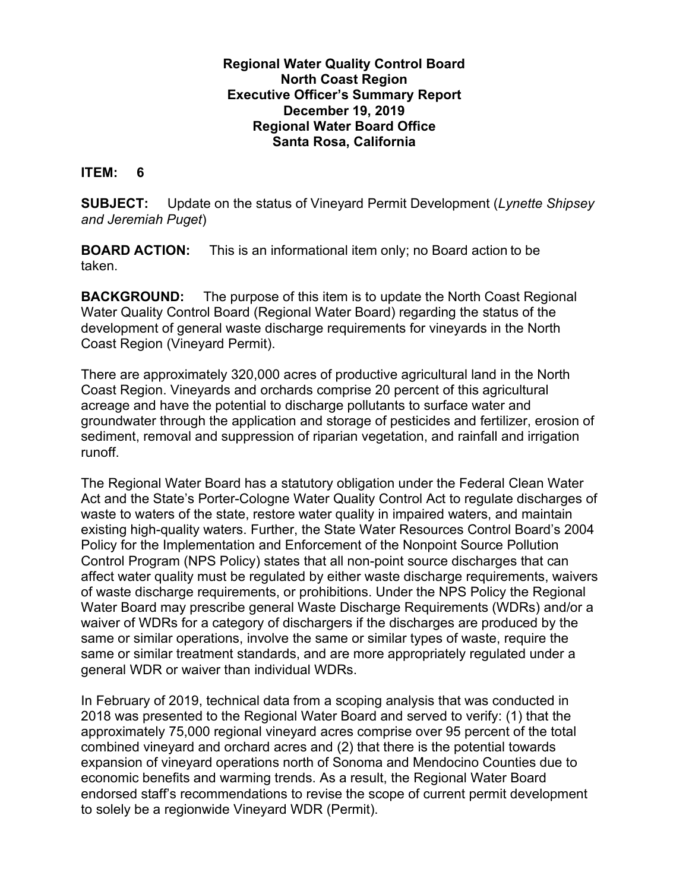**Regional Water Quality Control Board**
**North Coast Region**
**Executive Officer's Summary Report**
**December 19, 2019**
**Regional Water Board Office**
**Santa Rosa, California**

**ITEM:** 6

**SUBJECT:** Update on the status of Vineyard Permit Development (*Lynette Shipsey and Jeremiah Puget*)

**BOARD ACTION:** This is an informational item only; no Board action to be taken.

**BACKGROUND:** The purpose of this item is to update the North Coast Regional Water Quality Control Board (Regional Water Board) regarding the status of the development of general waste discharge requirements for vineyards in the North Coast Region (Vineyard Permit).

There are approximately 320,000 acres of productive agricultural land in the North Coast Region. Vineyards and orchards comprise 20 percent of this agricultural acreage and have the potential to discharge pollutants to surface water and groundwater through the application and storage of pesticides and fertilizer, erosion of sediment, removal and suppression of riparian vegetation, and rainfall and irrigation runoff.

The Regional Water Board has a statutory obligation under the Federal Clean Water Act and the State's Porter-Cologne Water Quality Control Act to regulate discharges of waste to waters of the state, restore water quality in impaired waters, and maintain existing high-quality waters. Further, the State Water Resources Control Board's 2004 Policy for the Implementation and Enforcement of the Nonpoint Source Pollution Control Program (NPS Policy) states that all non-point source discharges that can affect water quality must be regulated by either waste discharge requirements, waivers of waste discharge requirements, or prohibitions. Under the NPS Policy the Regional Water Board may prescribe general Waste Discharge Requirements (WDRs) and/or a waiver of WDRs for a category of dischargers if the discharges are produced by the same or similar operations, involve the same or similar types of waste, require the same or similar treatment standards, and are more appropriately regulated under a general WDR or waiver than individual WDRs.

In February of 2019, technical data from a scoping analysis that was conducted in 2018 was presented to the Regional Water Board and served to verify: (1) that the approximately 75,000 regional vineyard acres comprise over 95 percent of the total combined vineyard and orchard acres and (2) that there is the potential towards expansion of vineyard operations north of Sonoma and Mendocino Counties due to economic benefits and warming trends. As a result, the Regional Water Board endorsed staff's recommendations to revise the scope of current permit development to solely be a regionwide Vineyard WDR (Permit).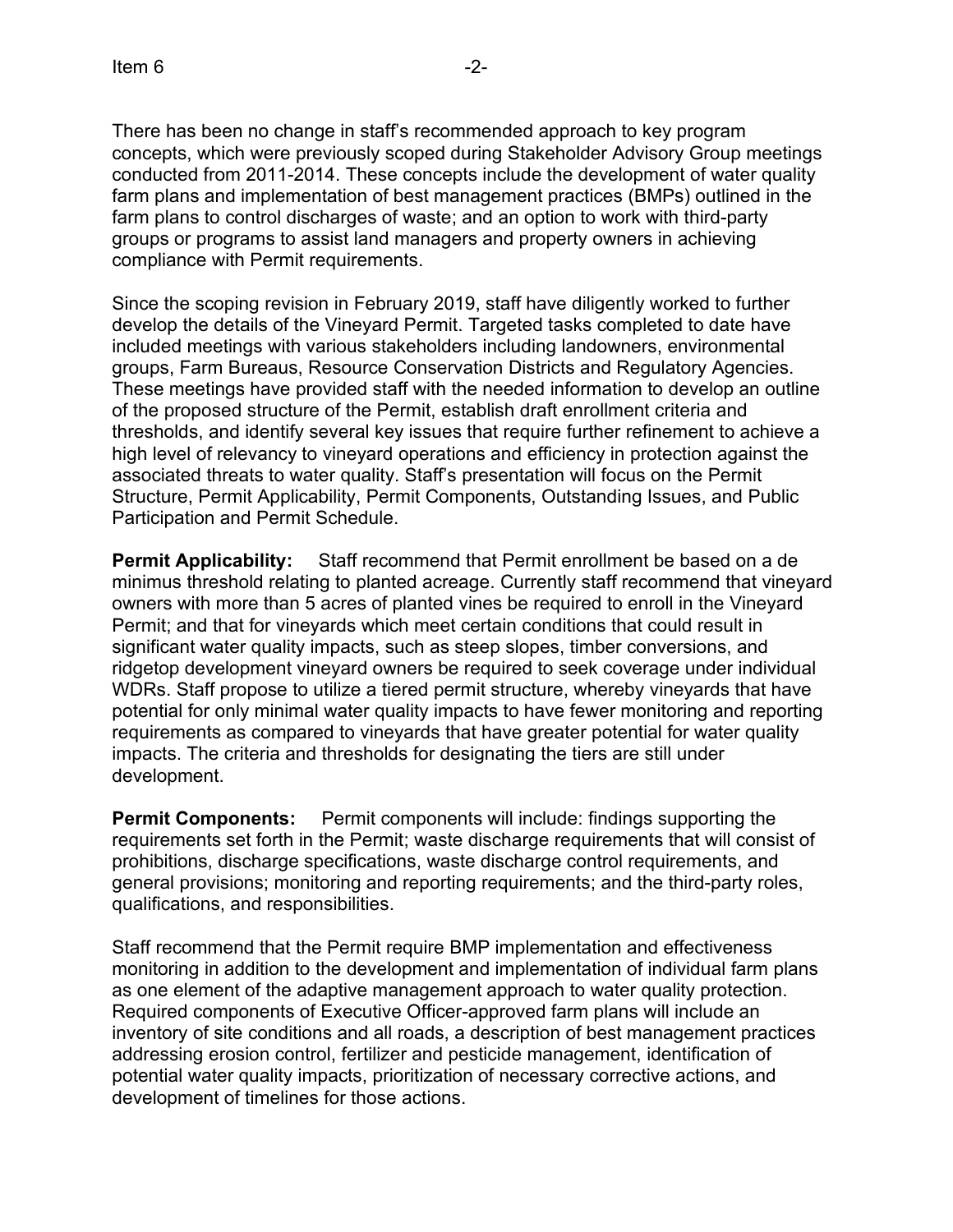There has been no change in staff's recommended approach to key program concepts, which were previously scoped during Stakeholder Advisory Group meetings conducted from 2011-2014. These concepts include the development of water quality farm plans and implementation of best management practices (BMPs) outlined in the farm plans to control discharges of waste; and an option to work with third-party groups or programs to assist land managers and property owners in achieving compliance with Permit requirements.

Since the scoping revision in February 2019, staff have diligently worked to further develop the details of the Vineyard Permit. Targeted tasks completed to date have included meetings with various stakeholders including landowners, environmental groups, Farm Bureaus, Resource Conservation Districts and Regulatory Agencies. These meetings have provided staff with the needed information to develop an outline of the proposed structure of the Permit, establish draft enrollment criteria and thresholds, and identify several key issues that require further refinement to achieve a high level of relevancy to vineyard operations and efficiency in protection against the associated threats to water quality. Staff's presentation will focus on the Permit Structure, Permit Applicability, Permit Components, Outstanding Issues, and Public Participation and Permit Schedule.

**Permit Applicability:** Staff recommend that Permit enrollment be based on a de minimus threshold relating to planted acreage. Currently staff recommend that vineyard owners with more than 5 acres of planted vines be required to enroll in the Vineyard Permit; and that for vineyards which meet certain conditions that could result in significant water quality impacts, such as steep slopes, timber conversions, and ridgetop development vineyard owners be required to seek coverage under individual WDRs. Staff propose to utilize a tiered permit structure, whereby vineyards that have potential for only minimal water quality impacts to have fewer monitoring and reporting requirements as compared to vineyards that have greater potential for water quality impacts. The criteria and thresholds for designating the tiers are still under development.

**Permit Components:** Permit components will include: findings supporting the requirements set forth in the Permit; waste discharge requirements that will consist of prohibitions, discharge specifications, waste discharge control requirements, and general provisions; monitoring and reporting requirements; and the third-party roles, qualifications, and responsibilities.

Staff recommend that the Permit require BMP implementation and effectiveness monitoring in addition to the development and implementation of individual farm plans as one element of the adaptive management approach to water quality protection. Required components of Executive Officer-approved farm plans will include an inventory of site conditions and all roads, a description of best management practices addressing erosion control, fertilizer and pesticide management, identification of potential water quality impacts, prioritization of necessary corrective actions, and development of timelines for those actions.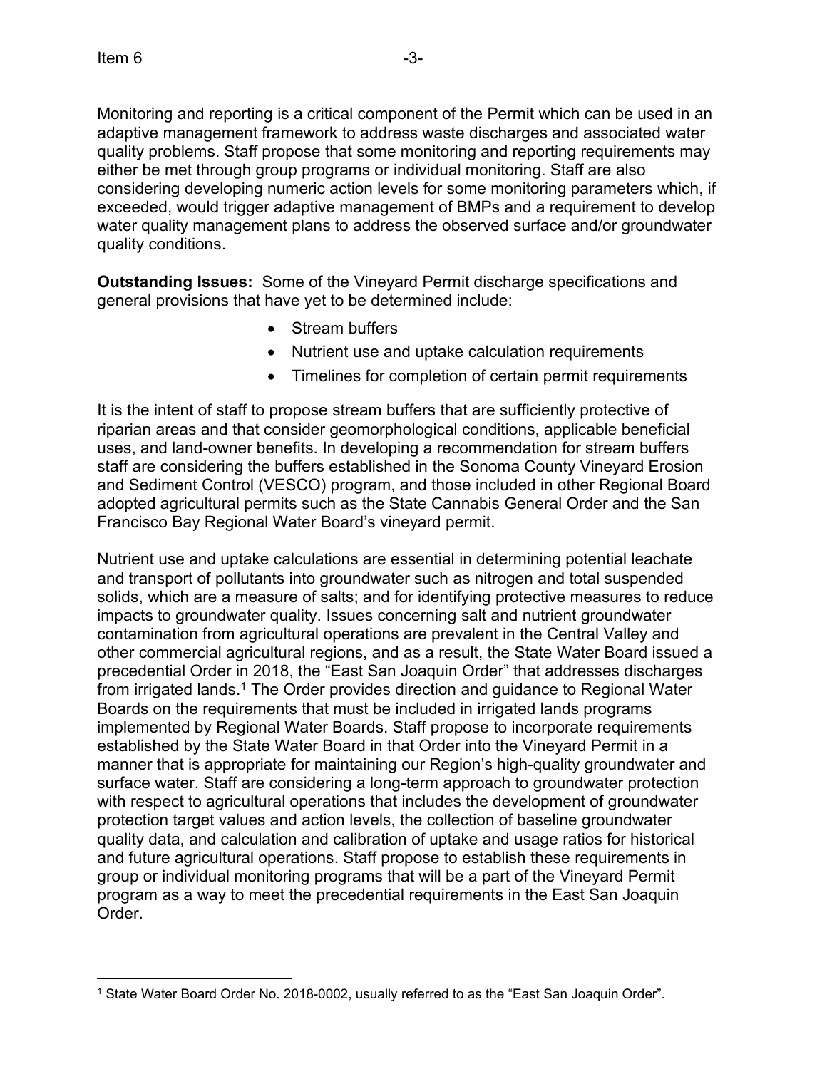Monitoring and reporting is a critical component of the Permit which can be used in an adaptive management framework to address waste discharges and associated water quality problems. Staff propose that some monitoring and reporting requirements may either be met through group programs or individual monitoring. Staff are also considering developing numeric action levels for some monitoring parameters which, if exceeded, would trigger adaptive management of BMPs and a requirement to develop water quality management plans to address the observed surface and/or groundwater quality conditions.

**Outstanding Issues:** Some of the Vineyard Permit discharge specifications and general provisions that have yet to be determined include:

- Stream buffers
- Nutrient use and uptake calculation requirements
- Timelines for completion of certain permit requirements

It is the intent of staff to propose stream buffers that are sufficiently protective of riparian areas and that consider geomorphological conditions, applicable beneficial uses, and land-owner benefits. In developing a recommendation for stream buffers staff are considering the buffers established in the Sonoma County Vineyard Erosion and Sediment Control (VESCO) program, and those included in other Regional Board adopted agricultural permits such as the State Cannabis General Order and the San Francisco Bay Regional Water Board's vineyard permit.

Nutrient use and uptake calculations are essential in determining potential leachate and transport of pollutants into groundwater such as nitrogen and total suspended solids, which are a measure of salts; and for identifying protective measures to reduce impacts to groundwater quality. Issues concerning salt and nutrient groundwater contamination from agricultural operations are prevalent in the Central Valley and other commercial agricultural regions, and as a result, the State Water Board issued a precedential Order in 2018, the "East San Joaquin Order" that addresses discharges from irrigated lands.[1] The Order provides direction and guidance to Regional Water Boards on the requirements that must be included in irrigated lands programs implemented by Regional Water Boards. Staff propose to incorporate requirements established by the State Water Board in that Order into the Vineyard Permit in a manner that is appropriate for maintaining our Region's high-quality groundwater and surface water. Staff are considering a long-term approach to groundwater protection with respect to agricultural operations that includes the development of groundwater protection target values and action levels, the collection of baseline groundwater quality data, and calculation and calibration of uptake and usage ratios for historical and future agricultural operations. Staff propose to establish these requirements in group or individual monitoring programs that will be a part of the Vineyard Permit program as a way to meet the precedential requirements in the East San Joaquin Order.

[1] State Water Board Order No. 2018-0002, usually referred to as the "East San Joaquin Order".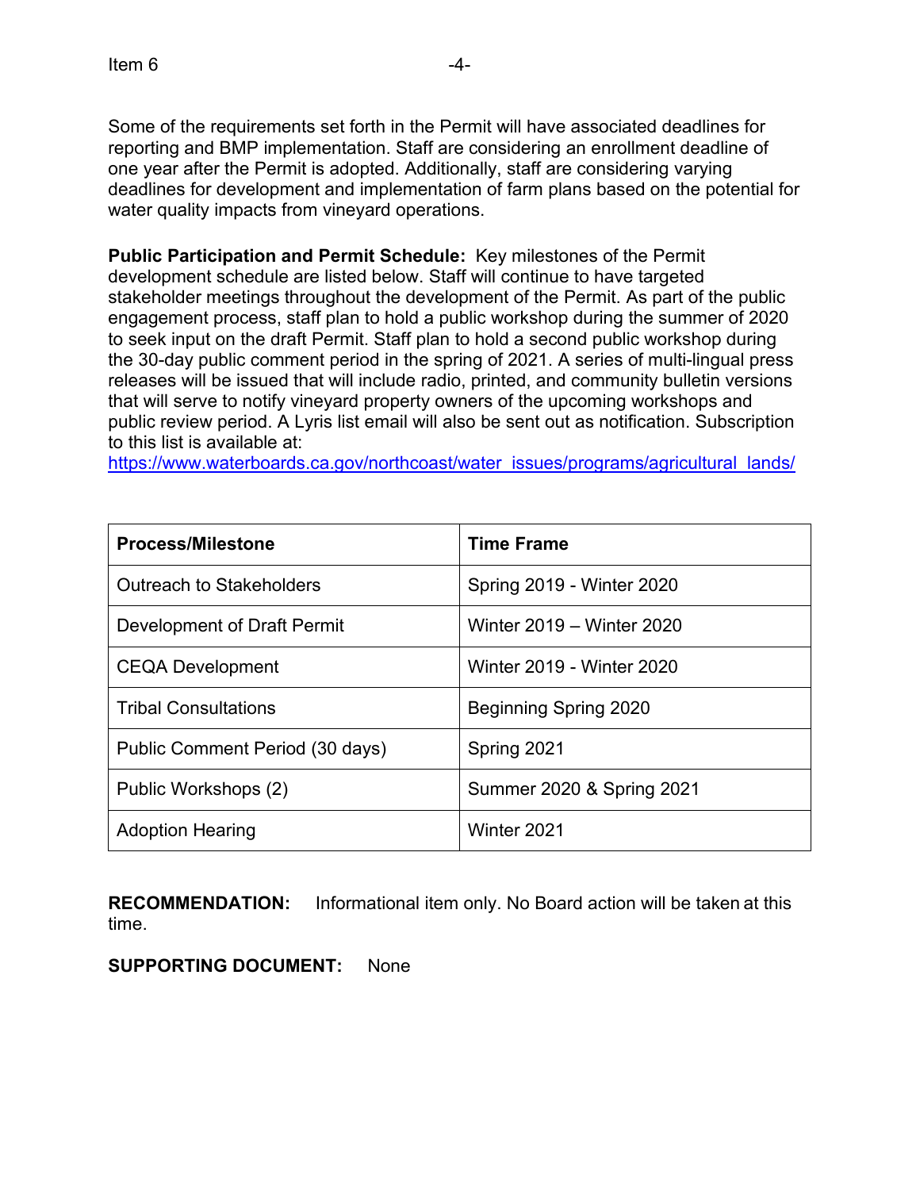Some of the requirements set forth in the Permit will have associated deadlines for reporting and BMP implementation. Staff are considering an enrollment deadline of one year after the Permit is adopted. Additionally, staff are considering varying deadlines for development and implementation of farm plans based on the potential for water quality impacts from vineyard operations.

**Public Participation and Permit Schedule:** Key milestones of the Permit development schedule are listed below. Staff will continue to have targeted stakeholder meetings throughout the development of the Permit. As part of the public engagement process, staff plan to hold a public workshop during the summer of 2020 to seek input on the draft Permit. Staff plan to hold a second public workshop during the 30-day public comment period in the spring of 2021. A series of multi-lingual press releases will be issued that will include radio, printed, and community bulletin versions that will serve to notify vineyard property owners of the upcoming workshops and public review period. A Lyris list email will also be sent out as notification. Subscription to this list is available at: https://www.waterboards.ca.gov/northcoast/water_issues/programs/agricultural_lands/

| Process/Milestone | Time Frame |
|---|---|
| Outreach to Stakeholders | Spring 2019 - Winter 2020 |
| Development of Draft Permit | Winter 2019 – Winter 2020 |
| CEQA Development | Winter 2019 - Winter 2020 |
| Tribal Consultations | Beginning Spring 2020 |
| Public Comment Period (30 days) | Spring 2021 |
| Public Workshops (2) | Summer 2020 & Spring 2021 |
| Adoption Hearing | Winter 2021 |

**RECOMMENDATION:** Informational item only. No Board action will be taken at this time.

**SUPPORTING DOCUMENT:** None